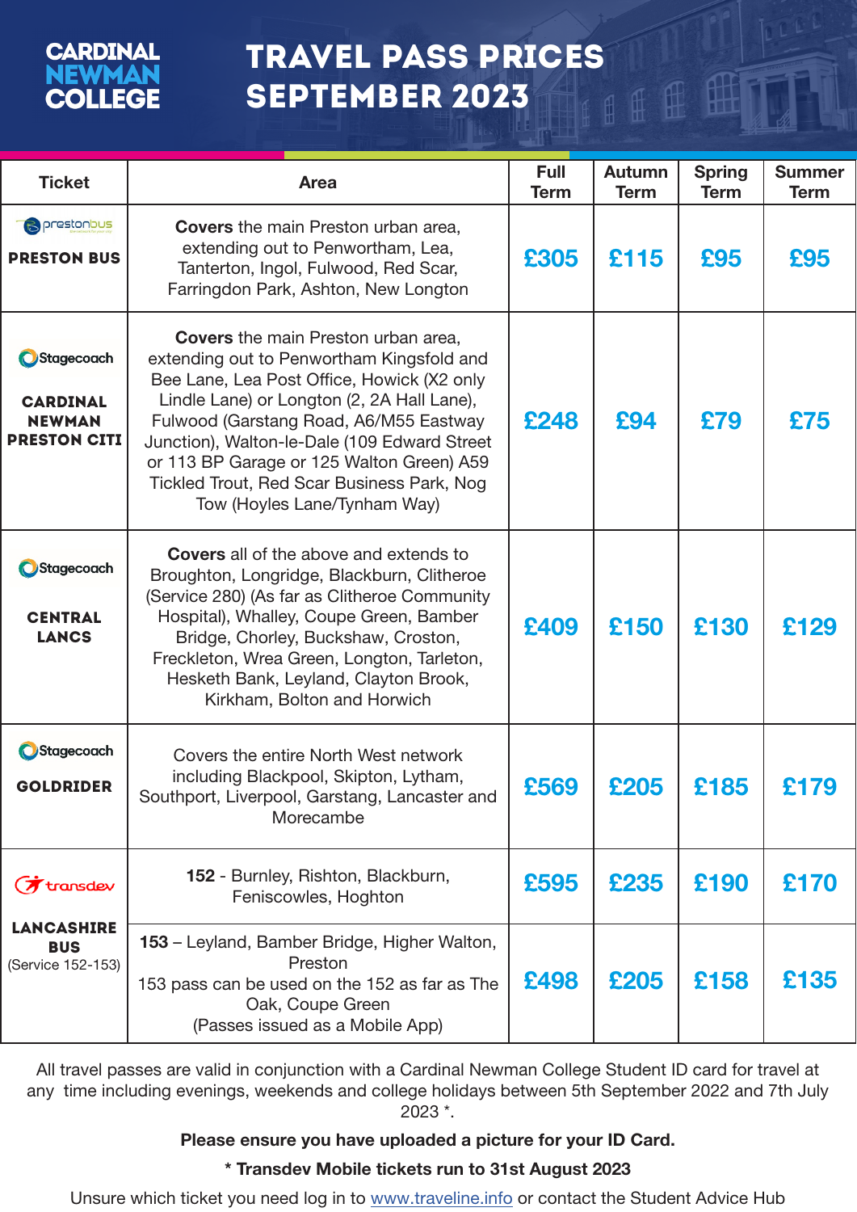# CARDINAL NEWMAN COLLEGE

# TRAVEL PASS PRICES SEPTEMBER 2023

| Ticket | Area | Full Term | Autumn Term | Spring Term | Summer Term |
|---|---|---|---|---|---|
| prestonbus **PRESTON BUS** | **Covers** the main Preston urban area, extending out to Penwortham, Lea, Tanterton, Ingol, Fulwood, Red Scar, Farringdon Park, Ashton, New Longton | £305 | £115 | £95 | £95 |
| Stagecoach **CARDINAL NEWMAN PRESTON CITI** | **Covers** the main Preston urban area, extending out to Penwortham Kingsfold and Bee Lane, Lea Post Office, Howick (X2 only Lindle Lane) or Longton (2, 2A Hall Lane), Fulwood (Garstang Road, A6/M55 Eastway Junction), Walton-le-Dale (109 Edward Street or 113 BP Garage or 125 Walton Green) A59 Tickled Trout, Red Scar Business Park, Nog Tow (Hoyles Lane/Tynham Way) | £248 | £94 | £79 | £75 |
| Stagecoach **CENTRAL LANCS** | **Covers** all of the above and extends to Broughton, Longridge, Blackburn, Clitheroe (Service 280) (As far as Clitheroe Community Hospital), Whalley, Coupe Green, Bamber Bridge, Chorley, Buckshaw, Croston, Freckleton, Wrea Green, Longton, Tarleton, Hesketh Bank, Leyland, Clayton Brook, Kirkham, Bolton and Horwich | £409 | £150 | £130 | £129 |
| Stagecoach **GOLDRIDER** | Covers the entire North West network including Blackpool, Skipton, Lytham, Southport, Liverpool, Garstang, Lancaster and Morecambe | £569 | £205 | £185 | £179 |
| transdev **LANCASHIRE BUS** (Service 152-153) | **152** - Burnley, Rishton, Blackburn, Feniscowles, Hoghton | £595 | £235 | £190 | £170 |
| | **153** – Leyland, Bamber Bridge, Higher Walton, Preston<br>153 pass can be used on the 152 as far as The Oak, Coupe Green<br>(Passes issued as a Mobile App) | £498 | £205 | £158 | £135 |

All travel passes are valid in conjunction with a Cardinal Newman College Student ID card for travel at any time including evenings, weekends and college holidays between 5th September 2022 and 7th July 2023 *.

**Please ensure you have uploaded a picture for your ID Card.**

**\* Transdev Mobile tickets run to 31st August 2023**

Unsure which ticket you need log in to www.traveline.info or contact the Student Advice Hub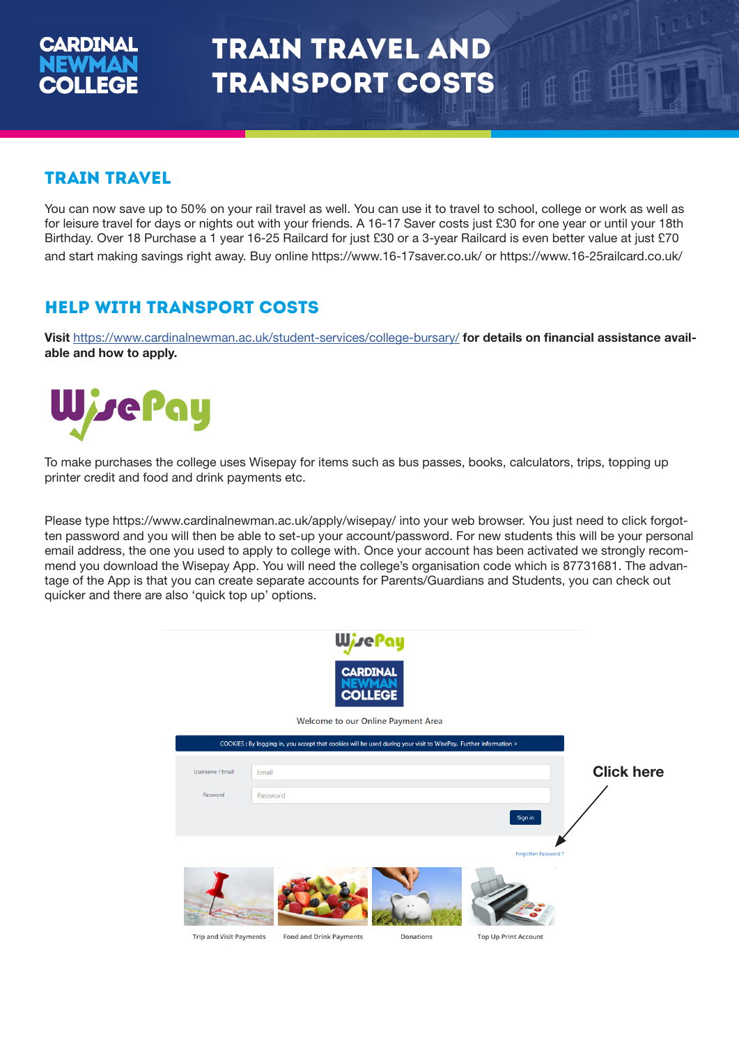# TRAIN TRAVEL AND TRANSPORT COSTS

## TRAIN TRAVEL

You can now save up to 50% on your rail travel as well. You can use it to travel to school, college or work as well as for leisure travel for days or nights out with your friends. A 16-17 Saver costs just £30 for one year or until your 18th Birthday. Over 18 Purchase a 1 year 16-25 Railcard for just £30 or a 3-year Railcard is even better value at just £70 and start making savings right away. Buy online https://www.16-17saver.co.uk/ or https://www.16-25railcard.co.uk/

## HELP WITH TRANSPORT COSTS

**Visit** https://www.cardinalnewman.ac.uk/student-services/college-bursary/ **for details on financial assistance available and how to apply.**

To make purchases the college uses Wisepay for items such as bus passes, books, calculators, trips, topping up printer credit and food and drink payments etc.

Please type https://www.cardinalnewman.ac.uk/apply/wisepay/ into your web browser. You just need to click forgotten password and you will then be able to set-up your account/password. For new students this will be your personal email address, the one you used to apply to college with. Once your account has been activated we strongly recommend you download the Wisepay App. You will need the college's organisation code which is 87731681. The advantage of the App is that you can create separate accounts for Parents/Guardians and Students, you can check out quicker and there are also 'quick top up' options.

Click here